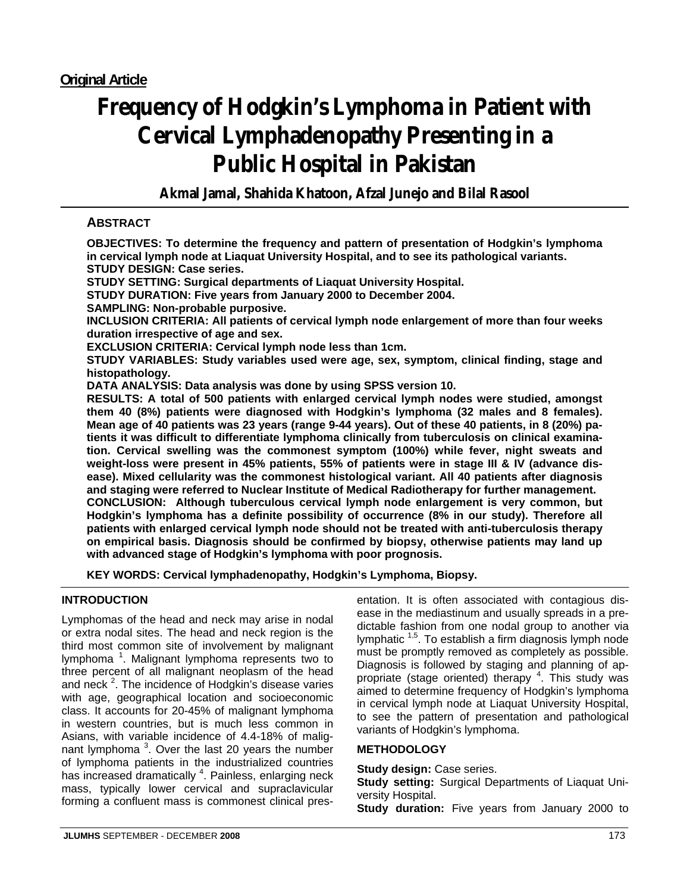**Original Article**

# Frequency of Hodgkin's Lymphoma in Patient with Cervical Lymphadenopathy Presenting in a Public Hospital in Pakistan

**Akmal Jamal, Shahida Khatoon, Afzal Junejo and Bilal Rasool**

## ABSTRACT

**OBJECTIVES: To determine the frequency and pattern of presentation of Hodgkin's lymphoma in cervical lymph node at Liaquat University Hospital, and to see its pathological variants.**
**STUDY DESIGN: Case series.**
**STUDY SETTING: Surgical departments of Liaquat University Hospital.**
**STUDY DURATION: Five years from January 2000 to December 2004.**
**SAMPLING: Non-probable purposive.**
**INCLUSION CRITERIA: All patients of cervical lymph node enlargement of more than four weeks duration irrespective of age and sex.**
**EXCLUSION CRITERIA: Cervical lymph node less than 1cm.**
**STUDY VARIABLES: Study variables used were age, sex, symptom, clinical finding, stage and histopathology.**
**DATA ANALYSIS: Data analysis was done by using SPSS version 10.**
**RESULTS: A total of 500 patients with enlarged cervical lymph nodes were studied, amongst them 40 (8%) patients were diagnosed with Hodgkin's lymphoma (32 males and 8 females). Mean age of 40 patients was 23 years (range 9-44 years). Out of these 40 patients, in 8 (20%) patients it was difficult to differentiate lymphoma clinically from tuberculosis on clinical examination. Cervical swelling was the commonest symptom (100%) while fever, night sweats and weight-loss were present in 45% patients, 55% of patients were in stage III & IV (advance disease). Mixed cellularity was the commonest histological variant. All 40 patients after diagnosis and staging were referred to Nuclear Institute of Medical Radiotherapy for further management.**
**CONCLUSION: Although tuberculous cervical lymph node enlargement is very common, but Hodgkin's lymphoma has a definite possibility of occurrence (8% in our study). Therefore all patients with enlarged cervical lymph node should not be treated with anti-tuberculosis therapy on empirical basis. Diagnosis should be confirmed by biopsy, otherwise patients may land up with advanced stage of Hodgkin's lymphoma with poor prognosis.**

**KEY WORDS: Cervical lymphadenopathy, Hodgkin's Lymphoma, Biopsy.**

## INTRODUCTION

Lymphomas of the head and neck may arise in nodal or extra nodal sites. The head and neck region is the third most common site of involvement by malignant lymphoma [1]. Malignant lymphoma represents two to three percent of all malignant neoplasm of the head and neck [2]. The incidence of Hodgkin's disease varies with age, geographical location and socioeconomic class. It accounts for 20-45% of malignant lymphoma in western countries, but is much less common in Asians, with variable incidence of 4.4-18% of malignant lymphoma [3]. Over the last 20 years the number of lymphoma patients in the industrialized countries has increased dramatically [4]. Painless, enlarging neck mass, typically lower cervical and supraclavicular forming a confluent mass is commonest clinical presentation. It is often associated with contagious disease in the mediastinum and usually spreads in a predictable fashion from one nodal group to another via lymphatic [1,5]. To establish a firm diagnosis lymph node must be promptly removed as completely as possible. Diagnosis is followed by staging and planning of appropriate (stage oriented) therapy [4]. This study was aimed to determine frequency of Hodgkin's lymphoma in cervical lymph node at Liaquat University Hospital, to see the pattern of presentation and pathological variants of Hodgkin's lymphoma.

## METHODOLOGY

**Study design:** Case series.
**Study setting:** Surgical Departments of Liaquat University Hospital.
**Study duration:** Five years from January 2000 to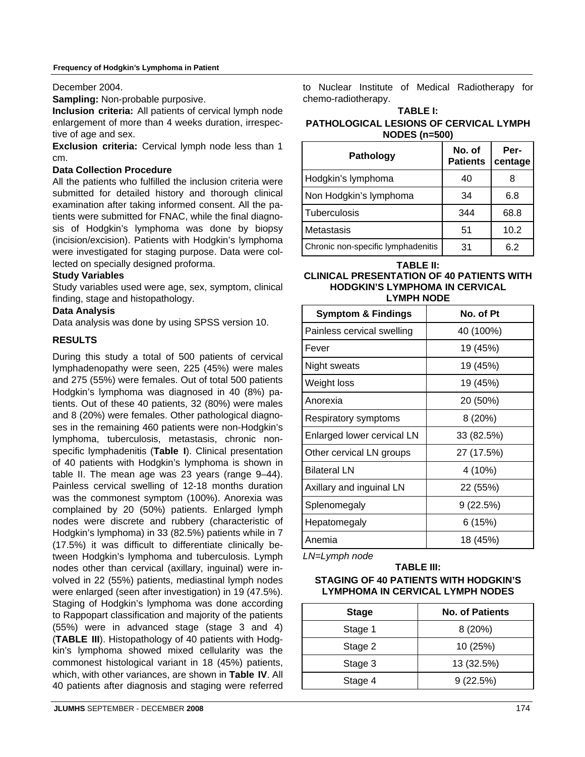December 2004.

**Sampling:** Non-probable purposive.

**Inclusion criteria:** All patients of cervical lymph node enlargement of more than 4 weeks duration, irrespective of age and sex.

**Exclusion criteria:** Cervical lymph node less than 1 cm.

**Data Collection Procedure**

All the patients who fulfilled the inclusion criteria were submitted for detailed history and thorough clinical examination after taking informed consent. All the patients were submitted for FNAC, while the final diagnosis of Hodgkin's lymphoma was done by biopsy (incision/excision). Patients with Hodgkin's lymphoma were investigated for staging purpose. Data were collected on specially designed proforma.

**Study Variables**

Study variables used were age, sex, symptom, clinical finding, stage and histopathology.

**Data Analysis**

Data analysis was done by using SPSS version 10.

## RESULTS

During this study a total of 500 patients of cervical lymphadenopathy were seen, 225 (45%) were males and 275 (55%) were females. Out of total 500 patients Hodgkin's lymphoma was diagnosed in 40 (8%) patients. Out of these 40 patients, 32 (80%) were males and 8 (20%) were females. Other pathological diagnoses in the remaining 460 patients were non-Hodgkin's lymphoma, tuberculosis, metastasis, chronic non-specific lymphadenitis (**Table I**). Clinical presentation of 40 patients with Hodgkin's lymphoma is shown in table II. The mean age was 23 years (range 9–44). Painless cervical swelling of 12-18 months duration was the commonest symptom (100%). Anorexia was complained by 20 (50%) patients. Enlarged lymph nodes were discrete and rubbery (characteristic of Hodgkin's lymphoma) in 33 (82.5%) patients while in 7 (17.5%) it was difficult to differentiate clinically between Hodgkin's lymphoma and tuberculosis. Lymph nodes other than cervical (axillary, inguinal) were involved in 22 (55%) patients, mediastinal lymph nodes were enlarged (seen after investigation) in 19 (47.5%). Staging of Hodgkin's lymphoma was done according to Rappopart classification and majority of the patients (55%) were in advanced stage (stage 3 and 4) (**TABLE III**). Histopathology of 40 patients with Hodgkin's lymphoma showed mixed cellularity was the commonest histological variant in 18 (45%) patients, which, with other variances, are shown in **Table IV**. All 40 patients after diagnosis and staging were referred to Nuclear Institute of Medical Radiotherapy for chemo-radiotherapy.

**TABLE I: PATHOLOGICAL LESIONS OF CERVICAL LYMPH NODES (n=500)**

| Pathology | No. of Patients | Percentage |
|---|---|---|
| Hodgkin's lymphoma | 40 | 8 |
| Non Hodgkin's lymphoma | 34 | 6.8 |
| Tuberculosis | 344 | 68.8 |
| Metastasis | 51 | 10.2 |
| Chronic non-specific lymphadenitis | 31 | 6.2 |

**TABLE II: CLINICAL PRESENTATION OF 40 PATIENTS WITH HODGKIN'S LYMPHOMA IN CERVICAL LYMPH NODE**

| Symptom & Findings | No. of Pt |
|---|---|
| Painless cervical swelling | 40 (100%) |
| Fever | 19 (45%) |
| Night sweats | 19 (45%) |
| Weight loss | 19 (45%) |
| Anorexia | 20 (50%) |
| Respiratory symptoms | 8 (20%) |
| Enlarged lower cervical LN | 33 (82.5%) |
| Other cervical LN groups | 27 (17.5%) |
| Bilateral LN | 4 (10%) |
| Axillary and inguinal LN | 22 (55%) |
| Splenomegaly | 9 (22.5%) |
| Hepatomegaly | 6 (15%) |
| Anemia | 18 (45%) |

*LN=Lymph node*

**TABLE III: STAGING OF 40 PATIENTS WITH HODGKIN'S LYMPHOMA IN CERVICAL LYMPH NODES**

| Stage | No. of Patients |
|---|---|
| Stage 1 | 8 (20%) |
| Stage 2 | 10 (25%) |
| Stage 3 | 13 (32.5%) |
| Stage 4 | 9 (22.5%) |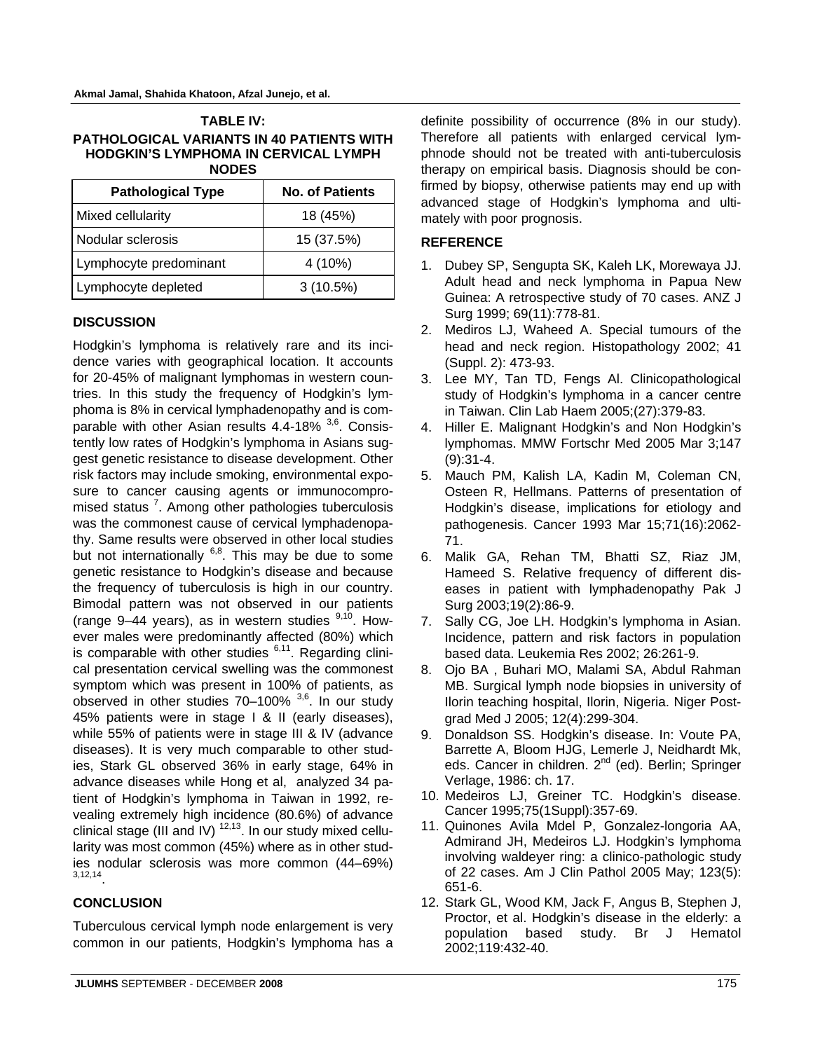**TABLE IV: PATHOLOGICAL VARIANTS IN 40 PATIENTS WITH HODGKIN'S LYMPHOMA IN CERVICAL LYMPH NODES**

| Pathological Type | No. of Patients |
|---|---|
| Mixed cellularity | 18 (45%) |
| Nodular sclerosis | 15 (37.5%) |
| Lymphocyte predominant | 4 (10%) |
| Lymphocyte depleted | 3 (10.5%) |

## DISCUSSION

Hodgkin's lymphoma is relatively rare and its incidence varies with geographical location. It accounts for 20-45% of malignant lymphomas in western countries. In this study the frequency of Hodgkin's lymphoma is 8% in cervical lymphadenopathy and is comparable with other Asian results 4.4-18% [3,6]. Consistently low rates of Hodgkin's lymphoma in Asians suggest genetic resistance to disease development. Other risk factors may include smoking, environmental exposure to cancer causing agents or immunocompromised status [7]. Among other pathologies tuberculosis was the commonest cause of cervical lymphadenopathy. Same results were observed in other local studies but not internationally [6,8]. This may be due to some genetic resistance to Hodgkin's disease and because the frequency of tuberculosis is high in our country. Bimodal pattern was not observed in our patients (range 9–44 years), as in western studies [9,10]. However males were predominantly affected (80%) which is comparable with other studies [6,11]. Regarding clinical presentation cervical swelling was the commonest symptom which was present in 100% of patients, as observed in other studies 70–100% [3,6]. In our study 45% patients were in stage I & II (early diseases), while 55% of patients were in stage III & IV (advance diseases). It is very much comparable to other studies, Stark GL observed 36% in early stage, 64% in advance diseases while Hong et al, analyzed 34 patient of Hodgkin's lymphoma in Taiwan in 1992, revealing extremely high incidence (80.6%) of advance clinical stage (III and IV) [12,13]. In our study mixed cellularity was most common (45%) where as in other studies nodular sclerosis was more common (44–69%) [3,12,14].

## CONCLUSION

Tuberculous cervical lymph node enlargement is very common in our patients, Hodgkin's lymphoma has a definite possibility of occurrence (8% in our study). Therefore all patients with enlarged cervical lymphnode should not be treated with anti-tuberculosis therapy on empirical basis. Diagnosis should be confirmed by biopsy, otherwise patients may end up with advanced stage of Hodgkin's lymphoma and ultimately with poor prognosis.

## REFERENCE

1. Dubey SP, Sengupta SK, Kaleh LK, Morewaya JJ. Adult head and neck lymphoma in Papua New Guinea: A retrospective study of 70 cases. ANZ J Surg 1999; 69(11):778-81.
2. Mediros LJ, Waheed A. Special tumours of the head and neck region. Histopathology 2002; 41 (Suppl. 2): 473-93.
3. Lee MY, Tan TD, Fengs Al. Clinicopathological study of Hodgkin's lymphoma in a cancer centre in Taiwan. Clin Lab Haem 2005;(27):379-83.
4. Hiller E. Malignant Hodgkin's and Non Hodgkin's lymphomas. MMW Fortschr Med 2005 Mar 3;147 (9):31-4.
5. Mauch PM, Kalish LA, Kadin M, Coleman CN, Osteen R, Hellmans. Patterns of presentation of Hodgkin's disease, implications for etiology and pathogenesis. Cancer 1993 Mar 15;71(16):2062-71.
6. Malik GA, Rehan TM, Bhatti SZ, Riaz JM, Hameed S. Relative frequency of different diseases in patient with lymphadenopathy Pak J Surg 2003;19(2):86-9.
7. Sally CG, Joe LH. Hodgkin's lymphoma in Asian. Incidence, pattern and risk factors in population based data. Leukemia Res 2002; 26:261-9.
8. Ojo BA , Buhari MO, Malami SA, Abdul Rahman MB. Surgical lymph node biopsies in university of Ilorin teaching hospital, Ilorin, Nigeria. Niger Postgrad Med J 2005; 12(4):299-304.
9. Donaldson SS. Hodgkin's disease. In: Voute PA, Barrette A, Bloom HJG, Lemerle J, Neidhardt Mk, eds. Cancer in children. 2nd (ed). Berlin; Springer Verlage, 1986: ch. 17.
10. Medeiros LJ, Greiner TC. Hodgkin's disease. Cancer 1995;75(1Suppl):357-69.
11. Quinones Avila Mdel P, Gonzalez-longoria AA, Admirand JH, Medeiros LJ. Hodgkin's lymphoma involving waldeyer ring: a clinico-pathologic study of 22 cases. Am J Clin Pathol 2005 May; 123(5): 651-6.
12. Stark GL, Wood KM, Jack F, Angus B, Stephen J, Proctor, et al. Hodgkin's disease in the elderly: a population based study. Br J Hematol 2002;119:432-40.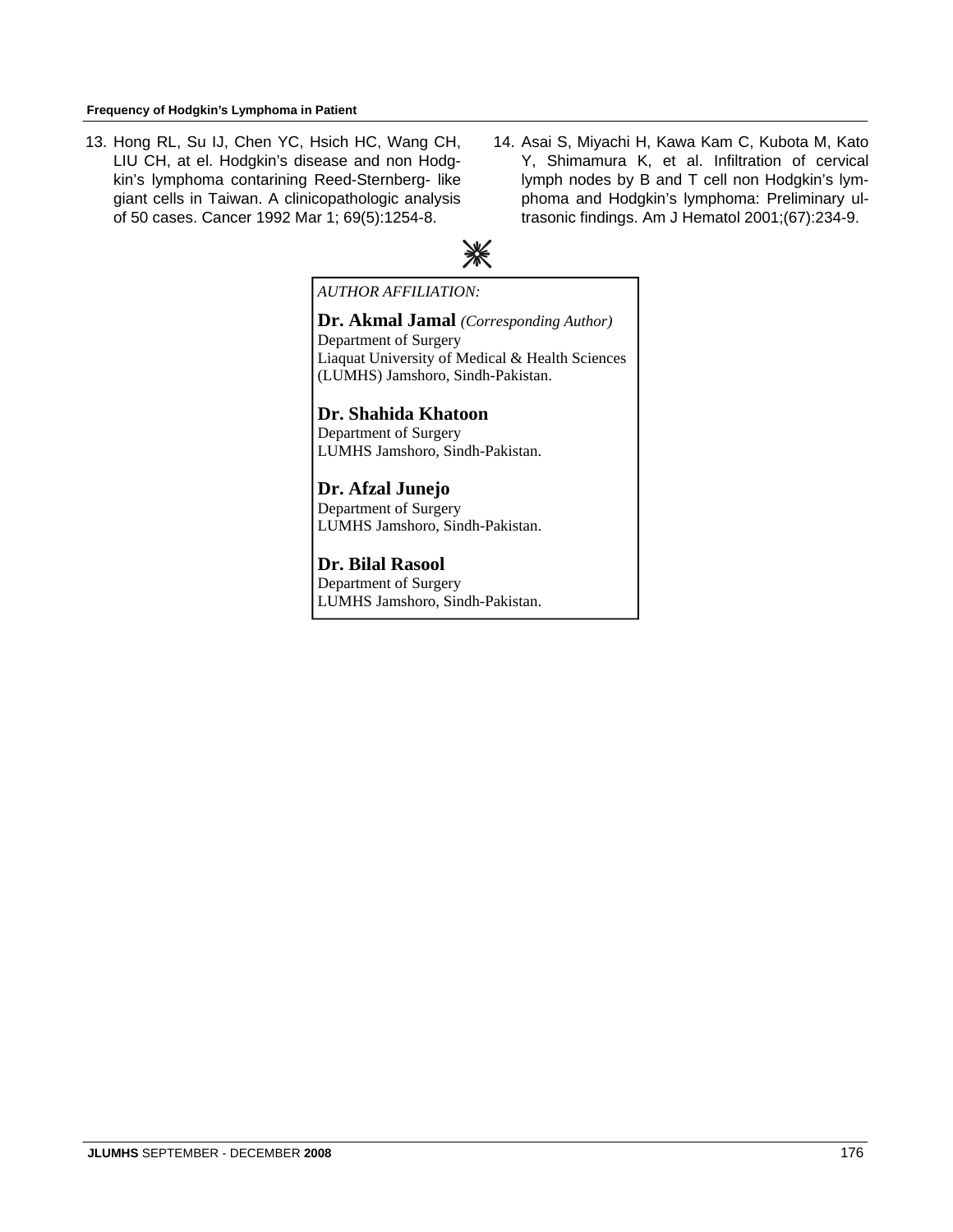13. Hong RL, Su IJ, Chen YC, Hsich HC, Wang CH, LIU CH, at el. Hodgkin's disease and non Hodgkin's lymphoma contarining Reed-Sternberg- like giant cells in Taiwan. A clinicopathologic analysis of 50 cases. Cancer 1992 Mar 1; 69(5):1254-8.
14. Asai S, Miyachi H, Kawa Kam C, Kubota M, Kato Y, Shimamura K, et al. Infiltration of cervical lymph nodes by B and T cell non Hodgkin's lymphoma and Hodgkin's lymphoma: Preliminary ultrasonic findings. Am J Hematol 2001;(67):234-9.

*AUTHOR AFFILIATION:*

**Dr. Akmal Jamal** *(Corresponding Author)*
Department of Surgery
Liaquat University of Medical & Health Sciences (LUMHS) Jamshoro, Sindh-Pakistan.

**Dr. Shahida Khatoon**
Department of Surgery
LUMHS Jamshoro, Sindh-Pakistan.

**Dr. Afzal Junejo**
Department of Surgery
LUMHS Jamshoro, Sindh-Pakistan.

**Dr. Bilal Rasool**
Department of Surgery
LUMHS Jamshoro, Sindh-Pakistan.